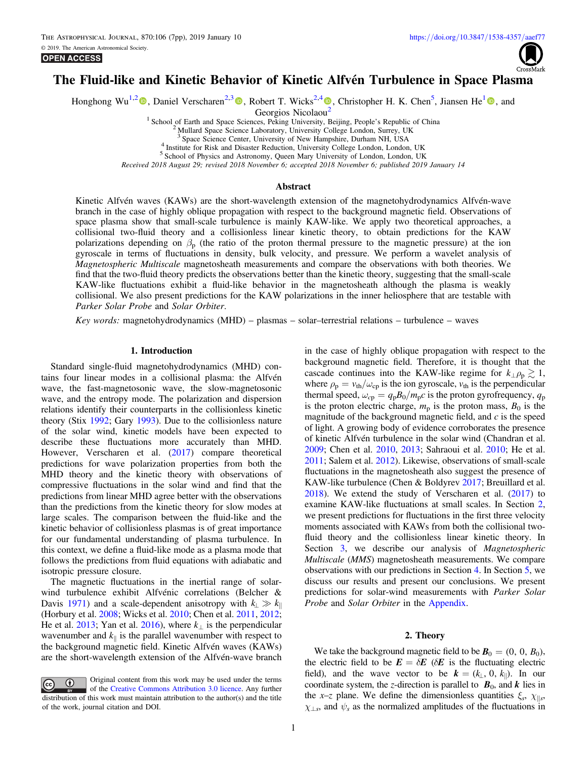# The Fluid-like and Kinetic Behavior of Kinetic Alfvén Turbulence in Space Plasma

Honghong Wu[1,2], Daniel Verscharen[2,3], Robert T. Wicks[2,4], Christopher H. K. Chen[5], Jiansen He[1], and Georgios Nicolaou[2]

[1] School of Earth and Space Sciences, Peking University, Beijing, People's Republic of China
[2] Mullard Space Science Laboratory, University College London, Surrey, UK
[3] Space Science Center, University of New Hampshire, Durham NH, USA
[4] Institute for Risk and Disaster Reduction, University College London, London, UK
[5] School of Physics and Astronomy, Queen Mary University of London, London, UK

*Received 2018 August 29; revised 2018 November 6; accepted 2018 November 6; published 2019 January 14*

## Abstract

Kinetic Alfvén waves (KAWs) are the short-wavelength extension of the magnetohydrodynamics Alfvén-wave branch in the case of highly oblique propagation with respect to the background magnetic field. Observations of space plasma show that small-scale turbulence is mainly KAW-like. We apply two theoretical approaches, a collisional two-fluid theory and a collisionless linear kinetic theory, to obtain predictions for the KAW polarizations depending on $\beta_p$ (the ratio of the proton thermal pressure to the magnetic pressure) at the ion gyroscale in terms of fluctuations in density, bulk velocity, and pressure. We perform a wavelet analysis of *Magnetospheric Multiscale* magnetosheath measurements and compare the observations with both theories. We find that the two-fluid theory predicts the observations better than the kinetic theory, suggesting that the small-scale KAW-like fluctuations exhibit a fluid-like behavior in the magnetosheath although the plasma is weakly collisional. We also present predictions for the KAW polarizations in the inner heliosphere that are testable with *Parker Solar Probe* and *Solar Orbiter*.

*Key words:* magnetohydrodynamics (MHD) – plasmas – solar–terrestrial relations – turbulence – waves

## 1. Introduction

Standard single-fluid magnetohydrodynamics (MHD) contains four linear modes in a collisional plasma: the Alfvén wave, the fast-magnetosonic wave, the slow-magnetosonic wave, and the entropy mode. The polarization and dispersion relations identify their counterparts in the collisionless kinetic theory (Stix 1992; Gary 1993). Due to the collisionless nature of the solar wind, kinetic models have been expected to describe these fluctuations more accurately than MHD. However, Verscharen et al. (2017) compare theoretical predictions for wave polarization properties from both the MHD theory and the kinetic theory with observations of compressive fluctuations in the solar wind and find that the predictions from linear MHD agree better with the observations than the predictions from the kinetic theory for slow modes at large scales. The comparison between the fluid-like and the kinetic behavior of collisionless plasmas is of great importance for our fundamental understanding of plasma turbulence. In this context, we define a fluid-like mode as a plasma mode that follows the predictions from fluid equations with adiabatic and isotropic pressure closure.

The magnetic fluctuations in the inertial range of solar-wind turbulence exhibit Alfvénic correlations (Belcher & Davis 1971) and a scale-dependent anisotropy with $k_\perp \gg k_\parallel$ (Horbury et al. 2008; Wicks et al. 2010; Chen et al. 2011, 2012; He et al. 2013; Yan et al. 2016), where $k_\perp$ is the perpendicular wavenumber and $k_\parallel$ is the parallel wavenumber with respect to the background magnetic field. Kinetic Alfvén waves (KAWs) are the short-wavelength extension of the Alfvén-wave branch in the case of highly oblique propagation with respect to the background magnetic field. Therefore, it is thought that the cascade continues into the KAW-like regime for $k_\perp \rho_p \gtrsim 1$, where $\rho_p = v_{th}/\omega_{cp}$ is the ion gyroscale, $v_{th}$ is the perpendicular thermal speed, $\omega_{cp} = q_p B_0 / m_p c$ is the proton gyrofrequency, $q_p$ is the proton electric charge, $m_p$ is the proton mass, $B_0$ is the magnitude of the background magnetic field, and $c$ is the speed of light. A growing body of evidence corroborates the presence of kinetic Alfvén turbulence in the solar wind (Chandran et al. 2009; Chen et al. 2010, 2013; Sahraoui et al. 2010; He et al. 2011; Salem et al. 2012). Likewise, observations of small-scale fluctuations in the magnetosheath also suggest the presence of KAW-like turbulence (Chen & Boldyrev 2017; Breuillard et al. 2018). We extend the study of Verscharen et al. (2017) to examine KAW-like fluctuations at small scales. In Section 2, we present predictions for fluctuations in the first three velocity moments associated with KAWs from both the collisional two-fluid theory and the collisionless linear kinetic theory. In Section 3, we describe our analysis of *Magnetospheric Multiscale* (*MMS*) magnetosheath measurements. We compare observations with our predictions in Section 4. In Section 5, we discuss our results and present our conclusions. We present predictions for solar-wind measurements with *Parker Solar Probe* and *Solar Orbiter* in the Appendix.

## 2. Theory

We take the background magnetic field to be $\boldsymbol{B}_0 = (0, 0, B_0)$, the electric field to be $\boldsymbol{E} = \delta\boldsymbol{E}$ ($\delta\boldsymbol{E}$ is the fluctuating electric field), and the wave vector to be $\boldsymbol{k} = (k_\perp, 0, k_\parallel)$. In our coordinate system, the $z$-direction is parallel to $\boldsymbol{B}_0$, and $\boldsymbol{k}$ lies in the $x$–$z$ plane. We define the dimensionless quantities $\xi_s$, $\chi_{\parallel s}$, $\chi_{\perp s}$, and $\psi_s$ as the normalized amplitudes of the fluctuations in

Original content from this work may be used under the terms of the Creative Commons Attribution 3.0 licence. Any further distribution of this work must maintain attribution to the author(s) and the title of the work, journal citation and DOI.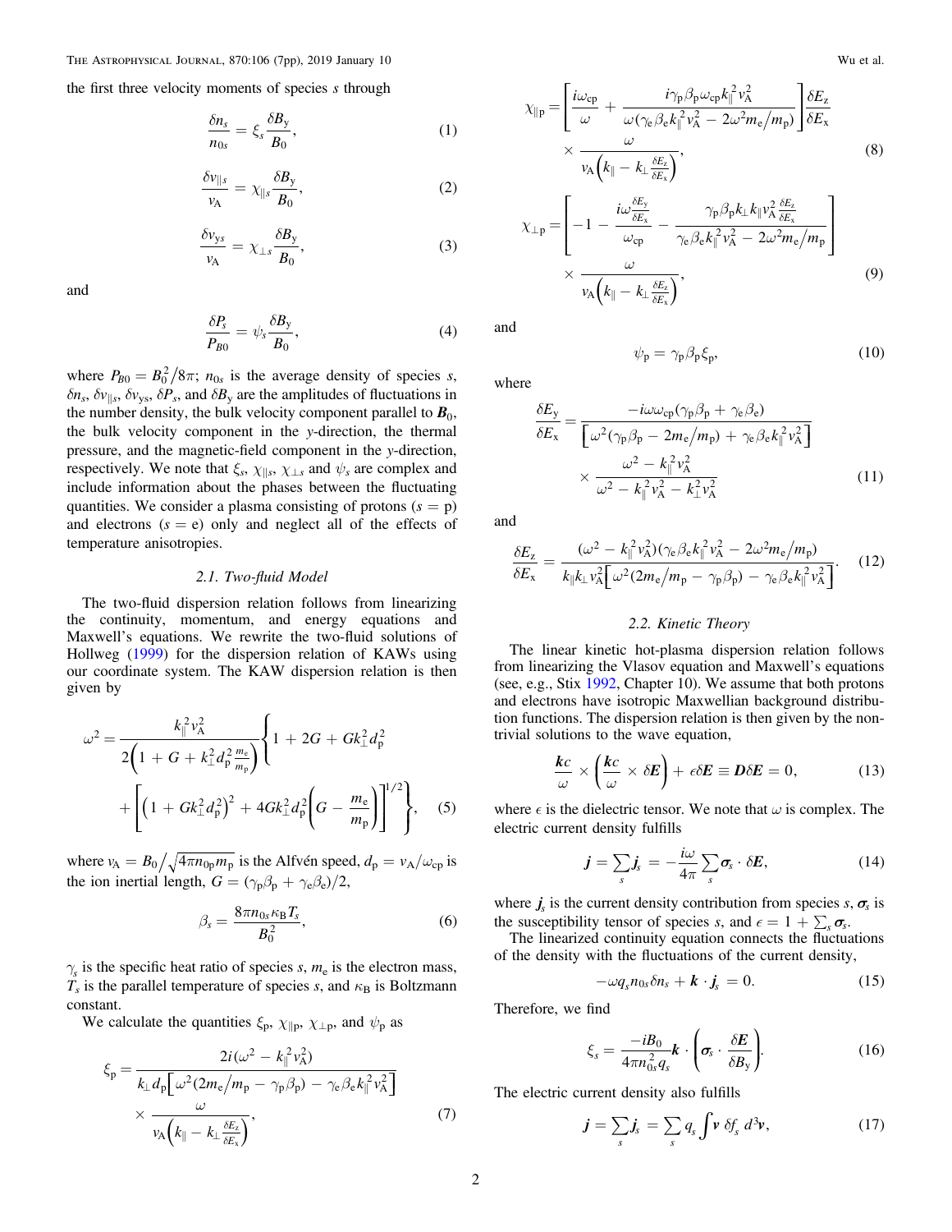the first three velocity moments of species $s$ through

$$\frac{\delta n_s}{n_{0s}} = \xi_s \frac{\delta B_y}{B_0}, \tag{1}$$

$$\frac{\delta v_{\parallel s}}{v_A} = \chi_{\parallel s} \frac{\delta B_y}{B_0}, \tag{2}$$

$$\frac{\delta v_{ys}}{v_A} = \chi_{\perp s} \frac{\delta B_y}{B_0}, \tag{3}$$

and

$$\frac{\delta P_s}{P_{B0}} = \psi_s \frac{\delta B_y}{B_0}, \tag{4}$$

where $P_{B0} = B_0^2/8\pi$; $n_{0s}$ is the average density of species $s$, $\delta n_s$, $\delta v_{\parallel s}$, $\delta v_{ys}$, $\delta P_s$, and $\delta B_y$ are the amplitudes of fluctuations in the number density, the bulk velocity component parallel to $\boldsymbol{B}_0$, the bulk velocity component in the $y$-direction, the thermal pressure, and the magnetic-field component in the $y$-direction, respectively. We note that $\xi_s$, $\chi_{\parallel s}$, $\chi_{\perp s}$ and $\psi_s$ are complex and include information about the phases between the fluctuating quantities. We consider a plasma consisting of protons ($s = \mathrm{p}$) and electrons ($s = \mathrm{e}$) only and neglect all of the effects of temperature anisotropies.

### 2.1. Two-fluid Model

The two-fluid dispersion relation follows from linearizing the continuity, momentum, and energy equations and Maxwell's equations. We rewrite the two-fluid solutions of Hollweg (1999) for the dispersion relation of KAWs using our coordinate system. The KAW dispersion relation is then given by

$$\omega^2 = \frac{k_\parallel^2 v_A^2}{2\left(1 + G + k_\perp^2 d_p^2 \frac{m_e}{m_p}\right)} \left\{ 1 + 2G + G k_\perp^2 d_p^2 + \left[ \left(1 + G k_\perp^2 d_p^2\right)^2 + 4 G k_\perp^2 d_p^2 \left( G - \frac{m_e}{m_p} \right) \right]^{1/2} \right\}, \tag{5}$$

where $v_A = B_0/\sqrt{4\pi n_{0p} m_p}$ is the Alfvén speed, $d_p = v_A/\omega_{cp}$ is the ion inertial length, $G = (\gamma_p \beta_p + \gamma_e \beta_e)/2$,

$$\beta_s = \frac{8\pi n_{0s} \kappa_B T_s}{B_0^2}, \tag{6}$$

$\gamma_s$ is the specific heat ratio of species $s$, $m_e$ is the electron mass, $T_s$ is the parallel temperature of species $s$, and $\kappa_B$ is Boltzmann constant.

We calculate the quantities $\xi_p$, $\chi_{\parallel p}$, $\chi_{\perp p}$, and $\psi_p$ as

$$\xi_p = \frac{2i(\omega^2 - k_\parallel^2 v_A^2)}{k_\perp d_p \left[ \omega^2 (2m_e/m_p - \gamma_p \beta_p) - \gamma_e \beta_e k_\parallel^2 v_A^2 \right]} \times \frac{\omega}{v_A \left( k_\parallel - k_\perp \frac{\delta E_z}{\delta E_x} \right)}, \tag{7}$$

$$\chi_{\parallel p} = \left[ \frac{i\omega_{cp}}{\omega} + \frac{i\gamma_p \beta_p \omega_{cp} k_\parallel^2 v_A^2}{\omega(\gamma_e \beta_e k_\parallel^2 v_A^2 - 2\omega^2 m_e/m_p)} \right] \frac{\delta E_z}{\delta E_x} \times \frac{\omega}{v_A \left( k_\parallel - k_\perp \frac{\delta E_z}{\delta E_x} \right)}, \tag{8}$$

$$\chi_{\perp p} = \left[ -1 - \frac{i\omega \frac{\delta E_y}{\delta E_x}}{\omega_{cp}} - \frac{\gamma_p \beta_p k_\perp k_\parallel v_A^2 \frac{\delta E_z}{\delta E_x}}{\gamma_e \beta_e k_\parallel^2 v_A^2 - 2\omega^2 m_e/m_p} \right] \times \frac{\omega}{v_A \left( k_\parallel - k_\perp \frac{\delta E_z}{\delta E_x} \right)}, \tag{9}$$

and

$$\psi_p = \gamma_p \beta_p \xi_p, \tag{10}$$

where

$$\frac{\delta E_y}{\delta E_x} = \frac{-i\omega\omega_{cp}(\gamma_p \beta_p + \gamma_e \beta_e)}{\left[ \omega^2 (\gamma_p \beta_p - 2m_e/m_p) + \gamma_e \beta_e k_\parallel^2 v_A^2 \right]} \times \frac{\omega^2 - k_\parallel^2 v_A^2}{\omega^2 - k_\parallel^2 v_A^2 - k_\perp^2 v_A^2} \tag{11}$$

and

$$\frac{\delta E_z}{\delta E_x} = \frac{(\omega^2 - k_\parallel^2 v_A^2)(\gamma_e \beta_e k_\parallel^2 v_A^2 - 2\omega^2 m_e/m_p)}{k_\parallel k_\perp v_A^2 \left[ \omega^2 (2m_e/m_p - \gamma_p \beta_p) - \gamma_e \beta_e k_\parallel^2 v_A^2 \right]}. \tag{12}$$

### 2.2. Kinetic Theory

The linear kinetic hot-plasma dispersion relation follows from linearizing the Vlasov equation and Maxwell's equations (see, e.g., Stix 1992, Chapter 10). We assume that both protons and electrons have isotropic Maxwellian background distribution functions. The dispersion relation is then given by the non-trivial solutions to the wave equation,

$$\frac{\boldsymbol{k}c}{\omega} \times \left( \frac{\boldsymbol{k}c}{\omega} \times \delta\boldsymbol{E} \right) + \epsilon \delta\boldsymbol{E} \equiv \boldsymbol{D}\delta\boldsymbol{E} = 0, \tag{13}$$

where $\epsilon$ is the dielectric tensor. We note that $\omega$ is complex. The electric current density fulfills

$$\boldsymbol{j} = \sum_s \boldsymbol{j}_s = -\frac{i\omega}{4\pi} \sum_s \boldsymbol{\sigma}_s \cdot \delta\boldsymbol{E}, \tag{14}$$

where $\boldsymbol{j}_s$ is the current density contribution from species $s$, $\boldsymbol{\sigma}_s$ is the susceptibility tensor of species $s$, and $\epsilon = 1 + \sum_s \boldsymbol{\sigma}_s$.

The linearized continuity equation connects the fluctuations of the density with the fluctuations of the current density,

$$-\omega q_s n_{0s} \delta n_s + \boldsymbol{k} \cdot \boldsymbol{j}_s = 0. \tag{15}$$

Therefore, we find

$$\xi_s = \frac{-iB_0}{4\pi n_{0s}^2 q_s} \boldsymbol{k} \cdot \left( \boldsymbol{\sigma}_s \cdot \frac{\delta\boldsymbol{E}}{\delta B_y} \right). \tag{16}$$

The electric current density also fulfills

$$\boldsymbol{j} = \sum_s \boldsymbol{j}_s = \sum_s q_s \int \boldsymbol{v} \, \delta f_s \, d^3\boldsymbol{v}, \tag{17}$$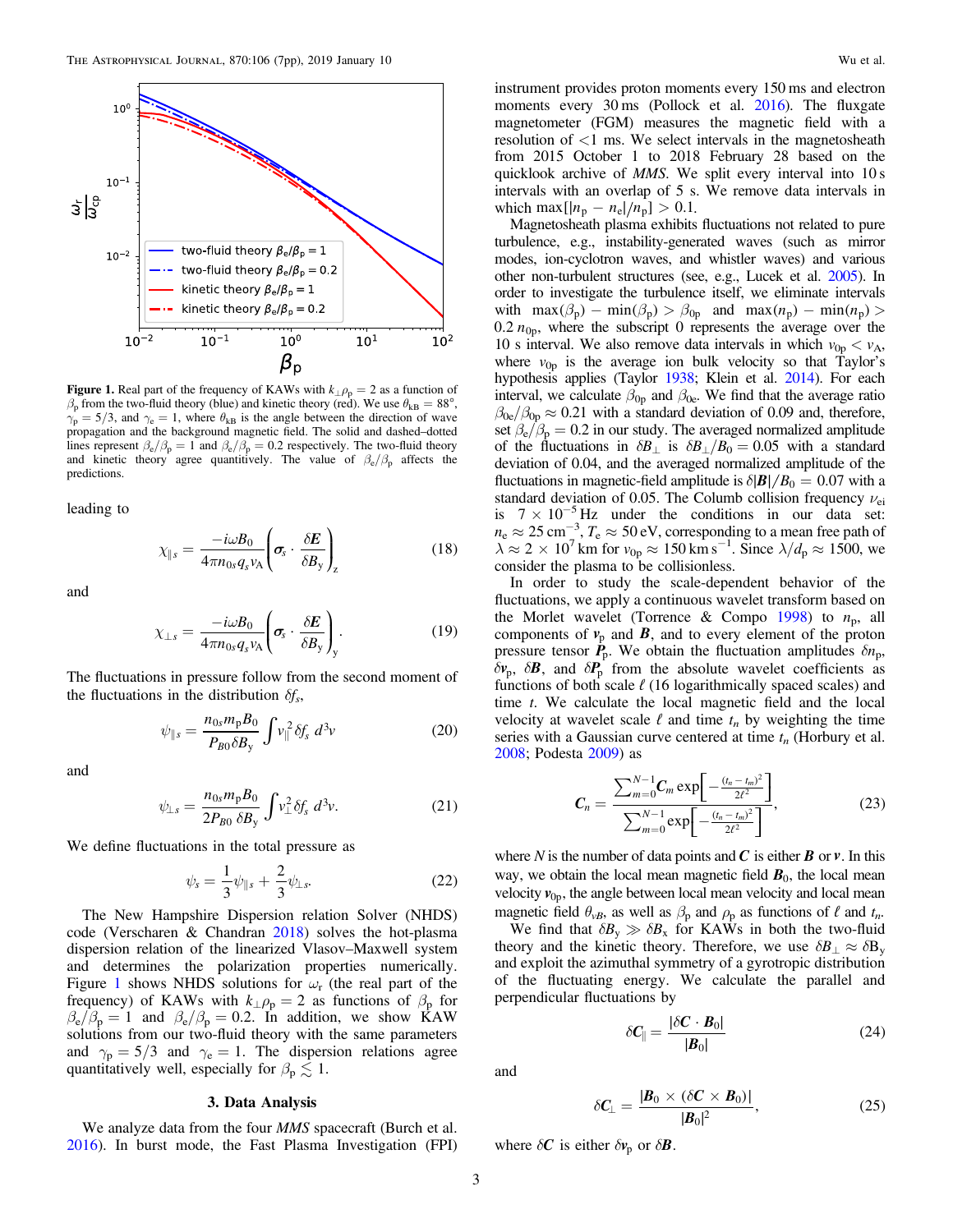Figure 1. Real part of the frequency of KAWs with $k_\perp \rho_p = 2$ as a function of $\beta_p$ from the two-fluid theory (blue) and kinetic theory (red). We use $\theta_{kB} = 88°$, $\gamma_p = 5/3$, and $\gamma_e = 1$, where $\theta_{kB}$ is the angle between the direction of wave propagation and the background magnetic field. The solid and dashed–dotted lines represent $\beta_e/\beta_p = 1$ and $\beta_e/\beta_p = 0.2$ respectively. The two-fluid theory and kinetic theory agree quantitively. The value of $\beta_e/\beta_p$ affects the predictions.

leading to

$$\chi_{\parallel s} = \frac{-i\omega B_0}{4\pi n_{0s} q_s v_A} \left( \boldsymbol{\sigma}_s \cdot \frac{\delta \boldsymbol{E}}{\delta B_y} \right)_z \tag{18}$$

and

$$\chi_{\perp s} = \frac{-i\omega B_0}{4\pi n_{0s} q_s v_A} \left( \boldsymbol{\sigma}_s \cdot \frac{\delta \boldsymbol{E}}{\delta B_y} \right)_y. \tag{19}$$

The fluctuations in pressure follow from the second moment of the fluctuations in the distribution $\delta f_s$,

$$\psi_{\parallel s} = \frac{n_{0s} m_p B_0}{P_{B0} \delta B_y} \int v_\parallel^2 \delta f_s \, d^3 v \tag{20}$$

and

$$\psi_{\perp s} = \frac{n_{0s} m_p B_0}{2 P_{B0} \, \delta B_y} \int v_\perp^2 \delta f_s \, d^3 v. \tag{21}$$

We define fluctuations in the total pressure as

$$\psi_s = \frac{1}{3}\psi_{\parallel s} + \frac{2}{3}\psi_{\perp s}. \tag{22}$$

The New Hampshire Dispersion relation Solver (NHDS) code (Verscharen & Chandran 2018) solves the hot-plasma dispersion relation of the linearized Vlasov–Maxwell system and determines the polarization properties numerically. Figure 1 shows NHDS solutions for $\omega_r$ (the real part of the frequency) of KAWs with $k_\perp \rho_p = 2$ as functions of $\beta_p$ for $\beta_e/\beta_p = 1$ and $\beta_e/\beta_p = 0.2$. In addition, we show KAW solutions from our two-fluid theory with the same parameters and $\gamma_p = 5/3$ and $\gamma_e = 1$. The dispersion relations agree quantitatively well, especially for $\beta_p \lesssim 1$.

## 3. Data Analysis

We analyze data from the four *MMS* spacecraft (Burch et al. 2016). In burst mode, the Fast Plasma Investigation (FPI) instrument provides proton moments every 150 ms and electron moments every 30 ms (Pollock et al. 2016). The fluxgate magnetometer (FGM) measures the magnetic field with a resolution of <1 ms. We select intervals in the magnetosheath from 2015 October 1 to 2018 February 28 based on the quicklook archive of *MMS*. We split every interval into 10 s intervals with an overlap of 5 s. We remove data intervals in which $\max[|n_p - n_e|/n_p] > 0.1$.

Magnetosheath plasma exhibits fluctuations not related to pure turbulence, e.g., instability-generated waves (such as mirror modes, ion-cyclotron waves, and whistler waves) and various other non-turbulent structures (see, e.g., Lucek et al. 2005). In order to investigate the turbulence itself, we eliminate intervals with $\max(\beta_p) - \min(\beta_p) > \beta_{0p}$ and $\max(n_p) - \min(n_p) > 0.2\, n_{0p}$, where the subscript 0 represents the average over the 10 s interval. We also remove data intervals in which $v_{0p} < v_A$, where $v_{0p}$ is the average ion bulk velocity so that Taylor's hypothesis applies (Taylor 1938; Klein et al. 2014). For each interval, we calculate $\beta_{0p}$ and $\beta_{0e}$. We find that the average ratio $\beta_{0e}/\beta_{0p} \approx 0.21$ with a standard deviation of 0.09 and, therefore, set $\beta_e/\beta_p = 0.2$ in our study. The averaged normalized amplitude of the fluctuations in $\delta B_\perp$ is $\delta B_\perp / B_0 = 0.05$ with a standard deviation of 0.04, and the averaged normalized amplitude of the fluctuations in magnetic-field amplitude is $\delta|\boldsymbol{B}|/B_0 = 0.07$ with a standard deviation of 0.05. The Columb collision frequency $\nu_{ei}$ is $7 \times 10^{-5}$ Hz under the conditions in our data set: $n_e \approx 25\ \mathrm{cm}^{-3}$, $T_e \approx 50$ eV, corresponding to a mean free path of $\lambda \approx 2 \times 10^7$ km for $v_{0p} \approx 150\ \mathrm{km\ s}^{-1}$. Since $\lambda/d_p \approx 1500$, we consider the plasma to be collisionless.

In order to study the scale-dependent behavior of the fluctuations, we apply a continuous wavelet transform based on the Morlet wavelet (Torrence & Compo 1998) to $n_p$, all components of $\boldsymbol{v}_p$ and $\boldsymbol{B}$, and to every element of the proton pressure tensor $\boldsymbol{P}_p$. We obtain the fluctuation amplitudes $\delta n_p$, $\delta \boldsymbol{v}_p$, $\delta \boldsymbol{B}$, and $\delta \boldsymbol{P}_p$ from the absolute wavelet coefficients as functions of both scale $\ell$ (16 logarithmically spaced scales) and time $t$. We calculate the local magnetic field and the local velocity at wavelet scale $\ell$ and time $t_n$ by weighting the time series with a Gaussian curve centered at time $t_n$ (Horbury et al. 2008; Podesta 2009) as

$$\boldsymbol{C}_n = \frac{\sum_{m=0}^{N-1} \boldsymbol{C}_m \exp\left[-\frac{(t_n - t_m)^2}{2\ell^2}\right]}{\sum_{m=0}^{N-1} \exp\left[-\frac{(t_n - t_m)^2}{2\ell^2}\right]}, \tag{23}$$

where $N$ is the number of data points and $\boldsymbol{C}$ is either $\boldsymbol{B}$ or $\boldsymbol{v}$. In this way, we obtain the local mean magnetic field $\boldsymbol{B}_0$, the local mean velocity $\boldsymbol{v}_{0p}$, the angle between local mean velocity and local mean magnetic field $\theta_{vB}$, as well as $\beta_p$ and $\rho_p$ as functions of $\ell$ and $t_n$.

We find that $\delta B_y \gg \delta B_x$ for KAWs in both the two-fluid theory and the kinetic theory. Therefore, we use $\delta B_\perp \approx \delta B_y$ and exploit the azimuthal symmetry of a gyrotropic distribution of the fluctuating energy. We calculate the parallel and perpendicular fluctuations by

$$\delta C_\parallel = \frac{|\delta \boldsymbol{C} \cdot \boldsymbol{B}_0|}{|\boldsymbol{B}_0|} \tag{24}$$

and

$$\delta C_\perp = \frac{|\boldsymbol{B}_0 \times (\delta \boldsymbol{C} \times \boldsymbol{B}_0)|}{|\boldsymbol{B}_0|^2}, \tag{25}$$

where $\delta \boldsymbol{C}$ is either $\delta \boldsymbol{v}_p$ or $\delta \boldsymbol{B}$.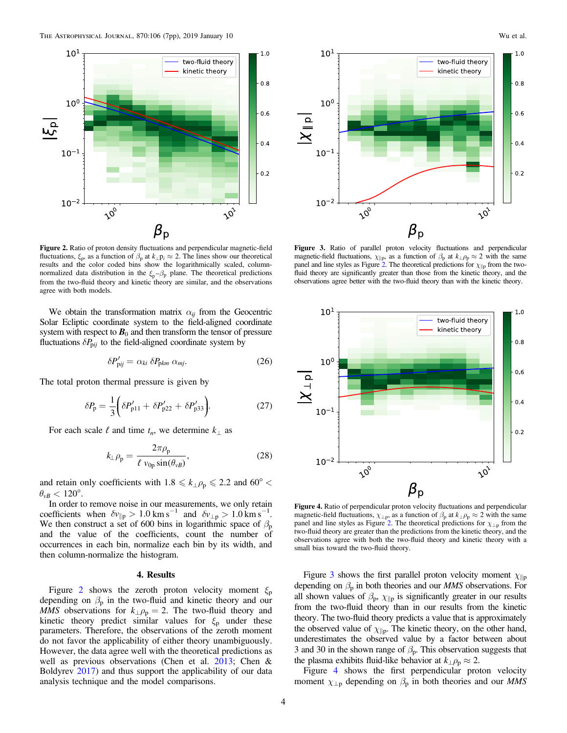**Figure 2.** Ratio of proton density fluctuations and perpendicular magnetic-field fluctuations, $\xi_{\rm p}$, as a function of $\beta_{\rm p}$ at $k_\perp \rho_{\rm p} \approx 2$. The lines show our theoretical results and the color coded bins show the logarithmically scaled, column-normalized data distribution in the $\xi_{\rm p}$–$\beta_{\rm p}$ plane. The theoretical predictions from the two-fluid theory and kinetic theory are similar, and the observations agree with both models.

We obtain the transformation matrix $\alpha_{ij}$ from the Geocentric Solar Ecliptic coordinate system to the field-aligned coordinate system with respect to $\boldsymbol{B}_0$ and then transform the tensor of pressure fluctuations $\delta P_{{\rm p}ij}$ to the field-aligned coordinate system by

$$\delta P'_{{\rm p}ij} = \alpha_{ki}\, \delta P_{{\rm p}km}\, \alpha_{mj}. \tag{26}$$

The total proton thermal pressure is given by

$$\delta P_{\rm p} = \frac{1}{3}\left(\delta P'_{{\rm p}11} + \delta P'_{{\rm p}22} + \delta P'_{{\rm p}33}\right). \tag{27}$$

For each scale $\ell$ and time $t_n$, we determine $k_\perp$ as

$$k_\perp \rho_{\rm p} = \frac{2\pi \rho_{\rm p}}{\ell\; v_{0{\rm p}} \sin(\theta_{vB})}, \tag{28}$$

and retain only coefficients with $1.8 \leqslant k_\perp \rho_{\rm p} \leqslant 2.2$ and $60° < \theta_{vB} < 120°$.

In order to remove noise in our measurements, we only retain coefficients when $\delta v_{\parallel {\rm p}} > 1.0\ {\rm km\ s^{-1}}$ and $\delta v_{\perp {\rm p}} > 1.0\ {\rm km\ s^{-1}}$. We then construct a set of 600 bins in logarithmic space of $\beta_{\rm p}$ and the value of the coefficients, count the number of occurrences in each bin, normalize each bin by its width, and then column-normalize the histogram.

## 4. Results

Figure 2 shows the zeroth proton velocity moment $\xi_{\rm p}$ depending on $\beta_{\rm p}$ in the two-fluid and kinetic theory and our *MMS* observations for $k_\perp \rho_{\rm p} = 2$. The two-fluid theory and kinetic theory predict similar values for $\xi_{\rm p}$ under these parameters. Therefore, the observations of the zeroth moment do not favor the applicability of either theory unambiguously. However, the data agree well with the theoretical predictions as well as previous observations (Chen et al. 2013; Chen & Boldyrev 2017) and thus support the applicability of our data analysis technique and the model comparisons.

**Figure 3.** Ratio of parallel proton velocity fluctuations and perpendicular magnetic-field fluctuations, $\chi_{\parallel {\rm p}}$, as a function of $\beta_{\rm p}$ at $k_\perp \rho_{\rm p} \approx 2$ with the same panel and line styles as Figure 2. The theoretical predictions for $\chi_{\parallel {\rm p}}$ from the two-fluid theory are significantly greater than those from the kinetic theory, and the observations agree better with the two-fluid theory than with the kinetic theory.

**Figure 4.** Ratio of perpendicular proton velocity fluctuations and perpendicular magnetic-field fluctuations, $\chi_{\perp {\rm p}}$, as a function of $\beta_{\rm p}$ at $k_\perp \rho_{\rm p} \approx 2$ with the same panel and line styles as Figure 2. The theoretical predictions for $\chi_{\perp {\rm p}}$ from the two-fluid theory are greater than the predictions from the kinetic theory, and the observations agree with both the two-fluid theory and kinetic theory with a small bias toward the two-fluid theory.

Figure 3 shows the first parallel proton velocity moment $\chi_{\parallel {\rm p}}$ depending on $\beta_{\rm p}$ in both theories and our *MMS* observations. For all shown values of $\beta_{\rm p}$, $\chi_{\parallel {\rm p}}$ is significantly greater in our results from the two-fluid theory than in our results from the kinetic theory. The two-fluid theory predicts a value that is approximately the observed value of $\chi_{\parallel {\rm p}}$. The kinetic theory, on the other hand, underestimates the observed value by a factor between about 3 and 30 in the shown range of $\beta_{\rm p}$. This observation suggests that the plasma exhibits fluid-like behavior at $k_\perp \rho_{\rm p} \approx 2$.

Figure 4 shows the first perpendicular proton velocity moment $\chi_{\perp {\rm p}}$ depending on $\beta_{\rm p}$ in both theories and our *MMS*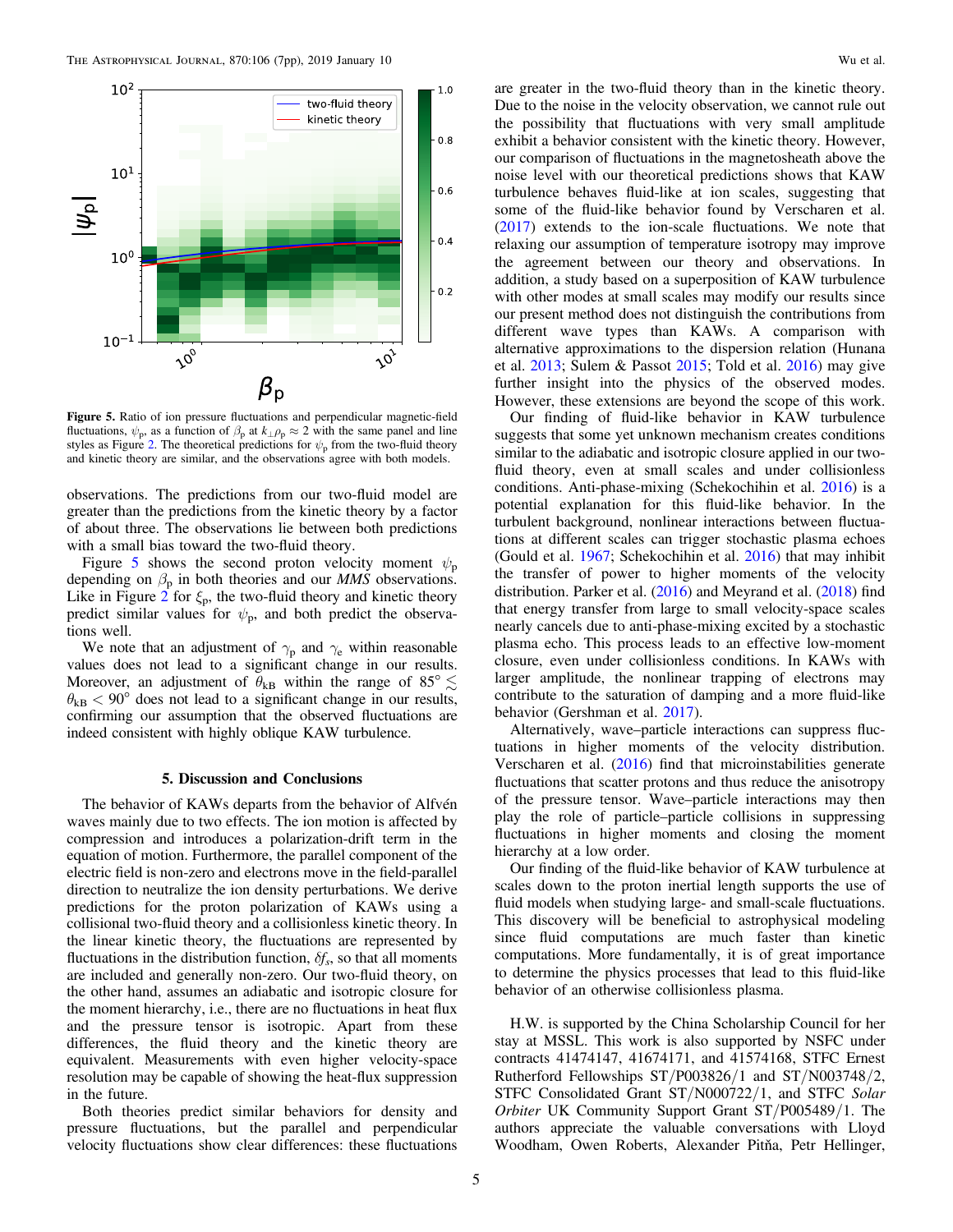**Figure 5.** Ratio of ion pressure fluctuations and perpendicular magnetic-field fluctuations, $\psi_\mathrm{p}$, as a function of $\beta_\mathrm{p}$ at $k_\perp \rho_\mathrm{p} \approx 2$ with the same panel and line styles as Figure 2. The theoretical predictions for $\psi_\mathrm{p}$ from the two-fluid theory and kinetic theory are similar, and the observations agree with both models.

observations. The predictions from our two-fluid model are greater than the predictions from the kinetic theory by a factor of about three. The observations lie between both predictions with a small bias toward the two-fluid theory.

Figure 5 shows the second proton velocity moment $\psi_\mathrm{p}$ depending on $\beta_\mathrm{p}$ in both theories and our *MMS* observations. Like in Figure 2 for $\xi_\mathrm{p}$, the two-fluid theory and kinetic theory predict similar values for $\psi_\mathrm{p}$, and both predict the observations well.

We note that an adjustment of $\gamma_\mathrm{p}$ and $\gamma_\mathrm{e}$ within reasonable values does not lead to a significant change in our results. Moreover, an adjustment of $\theta_{kB}$ within the range of $85° \lesssim \theta_{kB} < 90°$ does not lead to a significant change in our results, confirming our assumption that the observed fluctuations are indeed consistent with highly oblique KAW turbulence.

## 5. Discussion and Conclusions

The behavior of KAWs departs from the behavior of Alfvén waves mainly due to two effects. The ion motion is affected by compression and introduces a polarization-drift term in the equation of motion. Furthermore, the parallel component of the electric field is non-zero and electrons move in the field-parallel direction to neutralize the ion density perturbations. We derive predictions for the proton polarization of KAWs using a collisional two-fluid theory and a collisionless kinetic theory. In the linear kinetic theory, the fluctuations are represented by fluctuations in the distribution function, $\delta f_s$, so that all moments are included and generally non-zero. Our two-fluid theory, on the other hand, assumes an adiabatic and isotropic closure for the moment hierarchy, i.e., there are no fluctuations in heat flux and the pressure tensor is isotropic. Apart from these differences, the fluid theory and the kinetic theory are equivalent. Measurements with even higher velocity-space resolution may be capable of showing the heat-flux suppression in the future.

Both theories predict similar behaviors for density and pressure fluctuations, but the parallel and perpendicular velocity fluctuations show clear differences: these fluctuations are greater in the two-fluid theory than in the kinetic theory. Due to the noise in the velocity observation, we cannot rule out the possibility that fluctuations with very small amplitude exhibit a behavior consistent with the kinetic theory. However, our comparison of fluctuations in the magnetosheath above the noise level with our theoretical predictions shows that KAW turbulence behaves fluid-like at ion scales, suggesting that some of the fluid-like behavior found by Verscharen et al. (2017) extends to the ion-scale fluctuations. We note that relaxing our assumption of temperature isotropy may improve the agreement between our theory and observations. In addition, a study based on a superposition of KAW turbulence with other modes at small scales may modify our results since our present method does not distinguish the contributions from different wave types than KAWs. A comparison with alternative approximations to the dispersion relation (Hunana et al. 2013; Sulem & Passot 2015; Told et al. 2016) may give further insight into the physics of the observed modes. However, these extensions are beyond the scope of this work.

Our finding of fluid-like behavior in KAW turbulence suggests that some yet unknown mechanism creates conditions similar to the adiabatic and isotropic closure applied in our two-fluid theory, even at small scales and under collisionless conditions. Anti-phase-mixing (Schekochihin et al. 2016) is a potential explanation for this fluid-like behavior. In the turbulent background, nonlinear interactions between fluctuations at different scales can trigger stochastic plasma echoes (Gould et al. 1967; Schekochihin et al. 2016) that may inhibit the transfer of power to higher moments of the velocity distribution. Parker et al. (2016) and Meyrand et al. (2018) find that energy transfer from large to small velocity-space scales nearly cancels due to anti-phase-mixing excited by a stochastic plasma echo. This process leads to an effective low-moment closure, even under collisionless conditions. In KAWs with larger amplitude, the nonlinear trapping of electrons may contribute to the saturation of damping and a more fluid-like behavior (Gershman et al. 2017).

Alternatively, wave–particle interactions can suppress fluctuations in higher moments of the velocity distribution. Verscharen et al. (2016) find that microinstabilities generate fluctuations that scatter protons and thus reduce the anisotropy of the pressure tensor. Wave–particle interactions may then play the role of particle–particle collisions in suppressing fluctuations in higher moments and closing the moment hierarchy at a low order.

Our finding of the fluid-like behavior of KAW turbulence at scales down to the proton inertial length supports the use of fluid models when studying large- and small-scale fluctuations. This discovery will be beneficial to astrophysical modeling since fluid computations are much faster than kinetic computations. More fundamentally, it is of great importance to determine the physics processes that lead to this fluid-like behavior of an otherwise collisionless plasma.

H.W. is supported by the China Scholarship Council for her stay at MSSL. This work is also supported by NSFC under contracts 41474147, 41674171, and 41574168, STFC Ernest Rutherford Fellowships ST/P003826/1 and ST/N003748/2, STFC Consolidated Grant ST/N000722/1, and STFC *Solar Orbiter* UK Community Support Grant ST/P005489/1. The authors appreciate the valuable conversations with Lloyd Woodham, Owen Roberts, Alexander Pitňa, Petr Hellinger,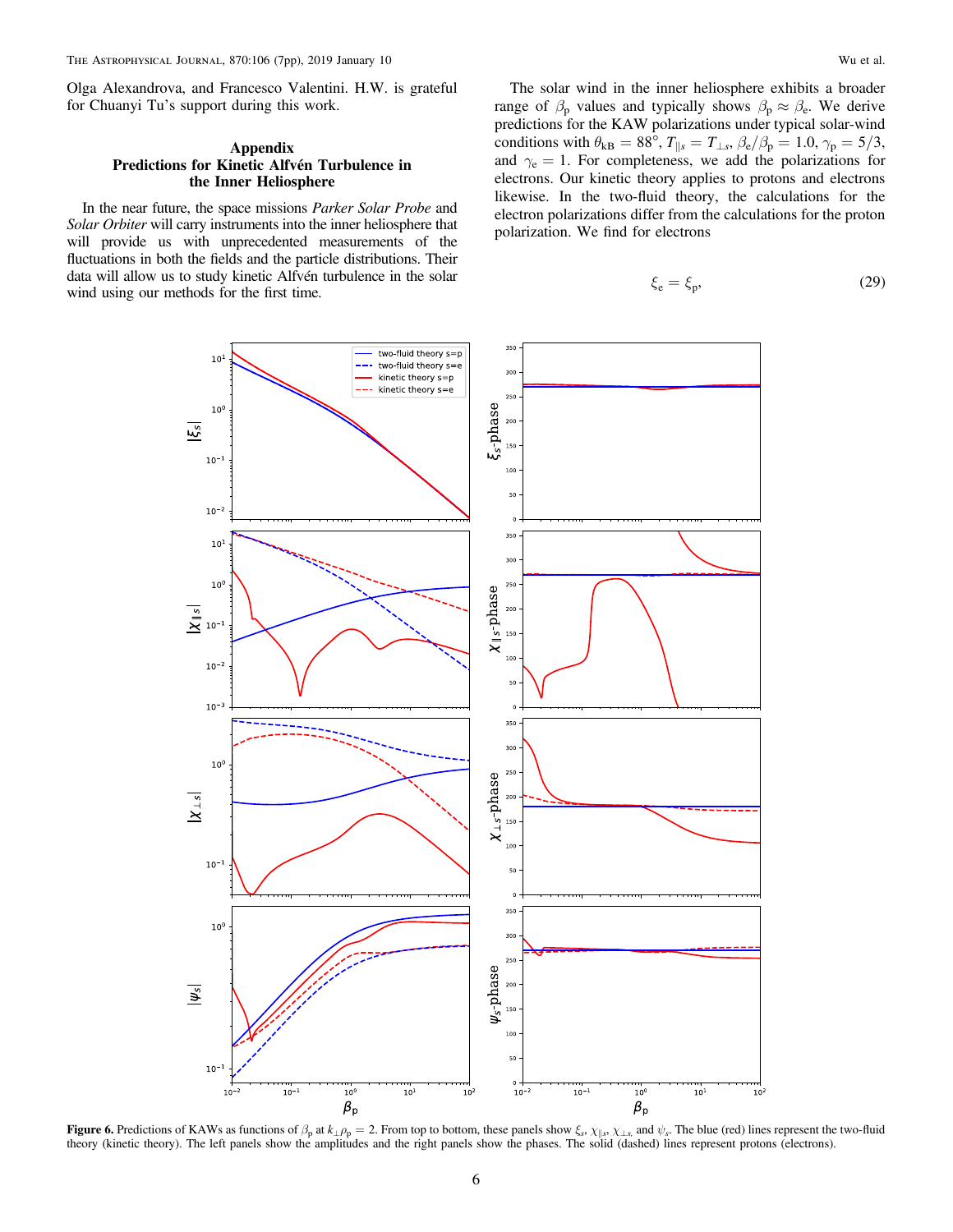Olga Alexandrova, and Francesco Valentini. H.W. is grateful for Chuanyi Tu's support during this work.

## Appendix
## Predictions for Kinetic Alfvén Turbulence in the Inner Heliosphere

In the near future, the space missions *Parker Solar Probe* and *Solar Orbiter* will carry instruments into the inner heliosphere that will provide us with unprecedented measurements of the fluctuations in both the fields and the particle distributions. Their data will allow us to study kinetic Alfvén turbulence in the solar wind using our methods for the first time.

The solar wind in the inner heliosphere exhibits a broader range of $\beta_{\rm p}$ values and typically shows $\beta_{\rm p} \approx \beta_{\rm e}$. We derive predictions for the KAW polarizations under typical solar-wind conditions with $\theta_{\rm kB} = 88°$, $T_{\parallel s} = T_{\perp s}$, $\beta_{\rm e}/\beta_{\rm p} = 1.0$, $\gamma_{\rm p} = 5/3$, and $\gamma_{\rm e} = 1$. For completeness, we add the polarizations for electrons. Our kinetic theory applies to protons and electrons likewise. In the two-fluid theory, the calculations for the electron polarizations differ from the calculations for the proton polarization. We find for electrons

$$\xi_{\rm e} = \xi_{\rm p}, \tag{29}$$

**Figure 6.** Predictions of KAWs as functions of $\beta_{\rm p}$ at $k_\perp \rho_{\rm p} = 2$. From top to bottom, these panels show $\xi_s$, $\chi_{\parallel s}$, $\chi_{\perp s}$, and $\psi_s$. The blue (red) lines represent the two-fluid theory (kinetic theory). The left panels show the amplitudes and the right panels show the phases. The solid (dashed) lines represent protons (electrons).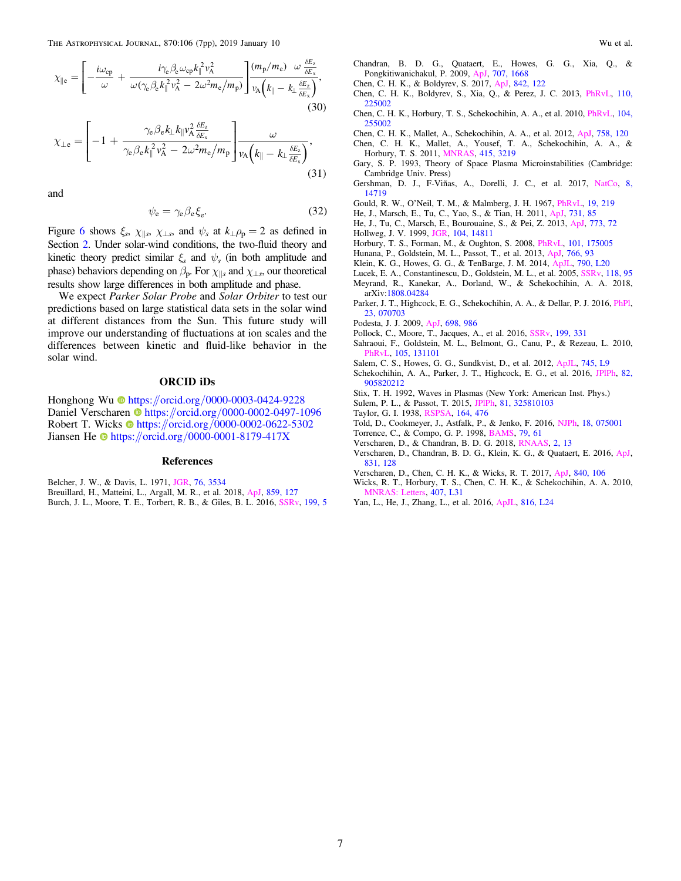$$\chi_{\parallel e} = \left[-\frac{i\omega_{\rm cp}}{\omega} + \frac{i\gamma_{\rm e}\beta_{\rm e}\omega_{\rm cp}k_{\parallel}^2 v_{\rm A}^2}{\omega(\gamma_{\rm e}\beta_{\rm e}k_{\parallel}^2 v_{\rm A}^2 - 2\omega^2 m_{\rm e}/m_{\rm p})}\right]\frac{(m_{\rm p}/m_{\rm e})\ \ \omega\ \frac{\delta E_z}{\delta E_x}}{v_{\rm A}\left(k_{\parallel} - k_{\perp}\frac{\delta E_z}{\delta E_x}\right)}, \tag{30}$$

$$\chi_{\perp e} = \left[-1 + \frac{\gamma_{\rm e}\beta_{\rm e}k_{\perp}k_{\parallel}v_{\rm A}^2\frac{\delta E_z}{\delta E_x}}{\gamma_{\rm e}\beta_{\rm e}k_{\parallel}^2 v_{\rm A}^2 - 2\omega^2 m_{\rm e}/m_{\rm p}}\right]\frac{\omega}{v_{\rm A}\left(k_{\parallel} - k_{\perp}\frac{\delta E_z}{\delta E_x}\right)}, \tag{31}$$

and

$$\psi_{\rm e} = \gamma_{\rm e}\beta_{\rm e}\xi_{\rm e}. \tag{32}$$

Figure 6 shows $\xi_s$, $\chi_{\parallel s}$, $\chi_{\perp s}$, and $\psi_s$ at $k_{\perp}\rho_{\rm p} = 2$ as defined in Section 2. Under solar-wind conditions, the two-fluid theory and kinetic theory predict similar $\xi_s$ and $\psi_s$ (in both amplitude and phase) behaviors depending on $\beta_{\rm p}$. For $\chi_{\parallel s}$ and $\chi_{\perp s}$, our theoretical results show large differences in both amplitude and phase.

We expect *Parker Solar Probe* and *Solar Orbiter* to test our predictions based on large statistical data sets in the solar wind at different distances from the Sun. This future study will improve our understanding of fluctuations at ion scales and the differences between kinetic and fluid-like behavior in the solar wind.

## ORCID iDs

Honghong Wu https://orcid.org/0000-0003-0424-9228
Daniel Verscharen https://orcid.org/0000-0002-0497-1096
Robert T. Wicks https://orcid.org/0000-0002-0622-5302
Jiansen He https://orcid.org/0000-0001-8179-417X

## References

Belcher, J. W., & Davis, L. 1971, JGR, 76, 3534
Breuillard, H., Matteini, L., Argall, M. R., et al. 2018, ApJ, 859, 127
Burch, J. L., Moore, T. E., Torbert, R. B., & Giles, B. L. 2016, SSRv, 199, 5
Chandran, B. D. G., Quataert, E., Howes, G. G., Xia, Q., & Pongkitiwanichakul, P. 2009, ApJ, 707, 1668
Chen, C. H. K., & Boldyrev, S. 2017, ApJ, 842, 122
Chen, C. H. K., Boldyrev, S., Xia, Q., & Perez, J. C. 2013, PhRvL, 110, 225002
Chen, C. H. K., Horbury, T. S., Schekochihin, A. A., et al. 2010, PhRvL, 104, 255002
Chen, C. H. K., Mallet, A., Schekochihin, A. A., et al. 2012, ApJ, 758, 120
Chen, C. H. K., Mallet, A., Yousef, T. A., Schekochihin, A. A., & Horbury, T. S. 2011, MNRAS, 415, 3219
Gary, S. P. 1993, Theory of Space Plasma Microinstabilities (Cambridge: Cambridge Univ. Press)
Gershman, D. J., F-Viñas, A., Dorelli, J. C., et al. 2017, NatCo, 8, 14719
Gould, R. W., O'Neil, T. M., & Malmberg, J. H. 1967, PhRvL, 19, 219
He, J., Marsch, E., Tu, C., Yao, S., & Tian, H. 2011, ApJ, 731, 85
He, J., Tu, C., Marsch, E., Bourouaine, S., & Pei, Z. 2013, ApJ, 773, 72
Hollweg, J. V. 1999, JGR, 104, 14811
Horbury, T. S., Forman, M., & Oughton, S. 2008, PhRvL, 101, 175005
Hunana, P., Goldstein, M. L., Passot, T., et al. 2013, ApJ, 766, 93
Klein, K. G., Howes, G. G., & TenBarge, J. M. 2014, ApJL, 790, L20
Lucek, E. A., Constantinescu, D., Goldstein, M. L., et al. 2005, SSRv, 118, 95
Meyrand, R., Kanekar, A., Dorland, W., & Schekochihin, A. A. 2018, arXiv:1808.04284
Parker, J. T., Highcock, E. G., Schekochihin, A. A., & Dellar, P. J. 2016, PhPl, 23, 070703
Podesta, J. J. 2009, ApJ, 698, 986
Pollock, C., Moore, T., Jacques, A., et al. 2016, SSRv, 199, 331
Sahraoui, F., Goldstein, M. L., Belmont, G., Canu, P., & Rezeau, L. 2010, PhRvL, 105, 131101
Salem, C. S., Howes, G. G., Sundkvist, D., et al. 2012, ApJL, 745, L9
Schekochihin, A. A., Parker, J. T., Highcock, E. G., et al. 2016, JPlPh, 82, 905820212
Stix, T. H. 1992, Waves in Plasmas (New York: American Inst. Phys.)
Sulem, P. L., & Passot, T. 2015, JPlPh, 81, 325810103
Taylor, G. I. 1938, RSPSA, 164, 476
Told, D., Cookmeyer, J., Astfalk, P., & Jenko, F. 2016, NJPh, 18, 075001
Torrence, C., & Compo, G. P. 1998, BAMS, 79, 61
Verscharen, D., & Chandran, B. D. G. 2018, RNAAS, 2, 13
Verscharen, D., Chandran, B. D. G., Klein, K. G., & Quataert, E. 2016, ApJ, 831, 128
Verscharen, D., Chen, C. H. K., & Wicks, R. T. 2017, ApJ, 840, 106
Wicks, R. T., Horbury, T. S., Chen, C. H. K., & Schekochihin, A. A. 2010, MNRAS: Letters, 407, L31
Yan, L., He, J., Zhang, L., et al. 2016, ApJL, 816, L24